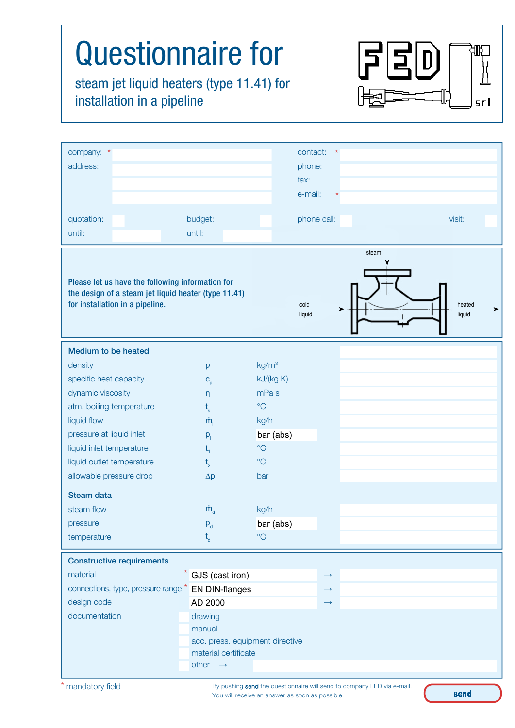# Questionnaire for

## steam jet liquid heaters (type 11.41) for installation in a pipeline

FED srl

| | | | |
|---|---|---|---|
| company: * | | contact: * | |
| address: | | phone: | |
| | | fax: | |
| | | e-mail: * | |

| | | | | | | | |
|---|---|---|---|---|---|---|---|
| quotation: | | budget: | | phone call: | | visit: | |
| until: | | until: | | | | | |

**Please let us have the following information for the design of a steam jet liquid heater (type 11.41) for installation in a pipeline.**

steam

cold liquid → heated liquid

### Medium to be heated

| | | | |
|---|---|---|---|
| density | $\rho$ | $kg/m^3$ | |
| specific heat capacity | $c_p$ | kJ/(kg K) | |
| dynamic viscosity | $\eta$ | mPa s | |
| atm. boiling temperature | $t_s$ | °C | |
| liquid flow | $\dot{m}_l$ | kg/h | |
| pressure at liquid inlet | $p_l$ | bar (abs) | |
| liquid inlet temperature | $t_1$ | °C | |
| liquid outlet temperature | $t_2$ | °C | |
| allowable pressure drop | $\Delta p$ | bar | |

### Steam data

| | | | |
|---|---|---|---|
| steam flow | $\dot{m}_d$ | kg/h | |
| pressure | $p_d$ | bar (abs) | |
| temperature | $t_d$ | °C | |

### Constructive requirements

| | | | |
|---|---|---|---|
| material * | GJS (cast iron) | → | |
| connections, type, pressure range * | EN DIN-flanges | → | |
| design code | AD 2000 | → | |

documentation

- drawing
- manual
- acc. press. equipment directive
- material certificate
- other →

\* mandatory field

By pushing **send** the questionnaire will send to company FED via e-mail.
You will receive an answer as soon as possible.

send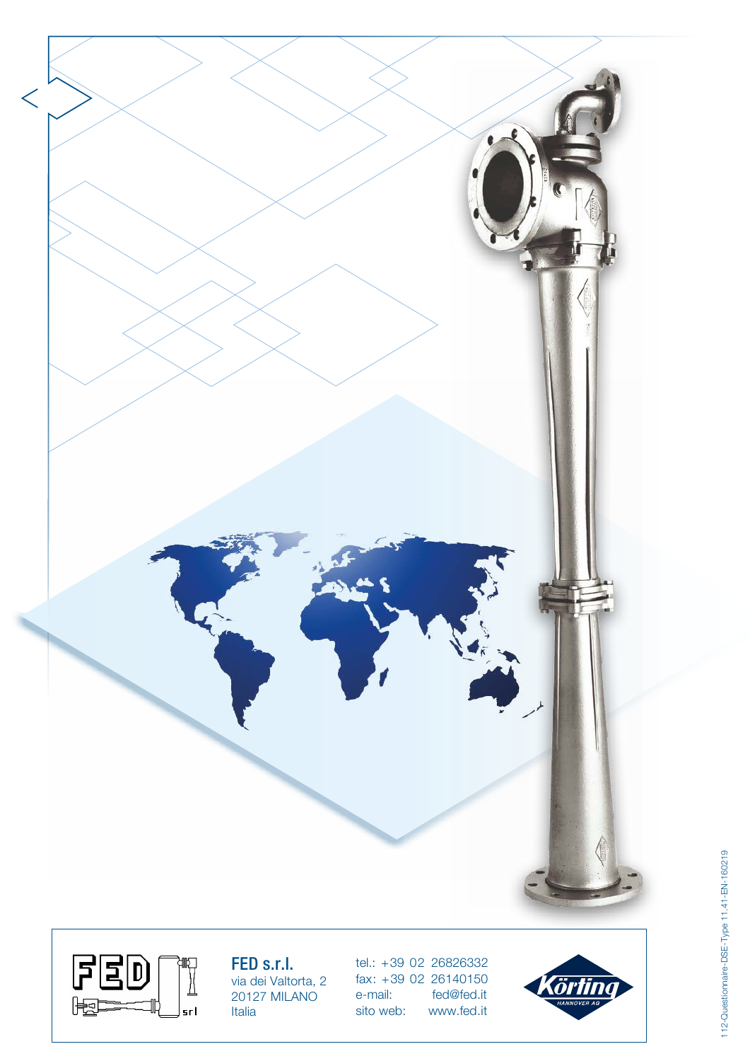**FED s.r.l.**
via dei Valtorta, 2
20127 MILANO
Italia

tel.: +39 02 26826332
fax: +39 02 26140150
e-mail: fed@fed.it
sito web: www.fed.it

Körting HANNOVER AG

112-Questionnaire-DSE-Type 11.41-EN-160219